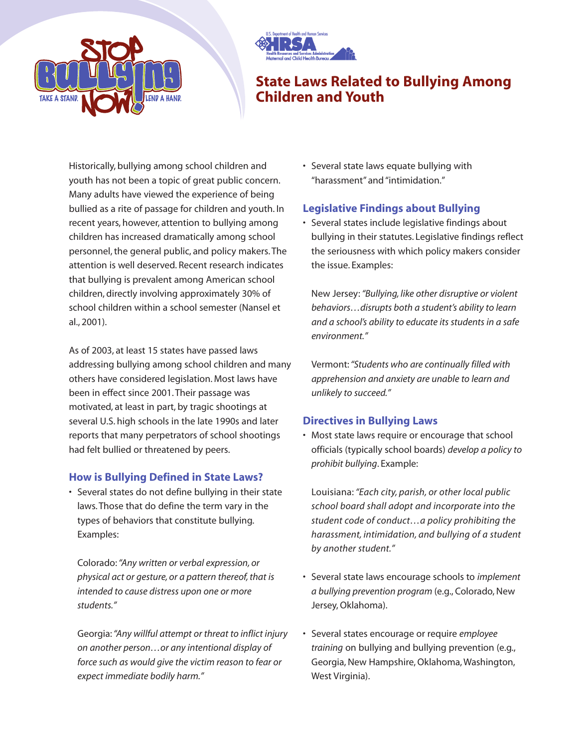# State Laws Related to Bullying Among Children and Youth

Historically, bullying among school children and youth has not been a topic of great public concern. Many adults have viewed the experience of being bullied as a rite of passage for children and youth. In recent years, however, attention to bullying among children has increased dramatically among school personnel, the general public, and policy makers. The attention is well deserved. Recent research indicates that bullying is prevalent among American school children, directly involving approximately 30% of school children within a school semester (Nansel et al., 2001).

As of 2003, at least 15 states have passed laws addressing bullying among school children and many others have considered legislation. Most laws have been in effect since 2001. Their passage was motivated, at least in part, by tragic shootings at several U.S. high schools in the late 1990s and later reports that many perpetrators of school shootings had felt bullied or threatened by peers.

## How is Bullying Defined in State Laws?

- Several states do not define bullying in their state laws. Those that do define the term vary in the types of behaviors that constitute bullying. Examples:

  Colorado: *"Any written or verbal expression, or physical act or gesture, or a pattern thereof, that is intended to cause distress upon one or more students."*

  Georgia: *"Any willful attempt or threat to inflict injury on another person…or any intentional display of force such as would give the victim reason to fear or expect immediate bodily harm."*

- Several state laws equate bullying with "harassment" and "intimidation."

## Legislative Findings about Bullying

- Several states include legislative findings about bullying in their statutes. Legislative findings reflect the seriousness with which policy makers consider the issue. Examples:

  New Jersey: *"Bullying, like other disruptive or violent behaviors…disrupts both a student's ability to learn and a school's ability to educate its students in a safe environment."*

  Vermont: *"Students who are continually filled with apprehension and anxiety are unable to learn and unlikely to succeed."*

## Directives in Bullying Laws

- Most state laws require or encourage that school officials (typically school boards) *develop a policy to prohibit bullying*. Example:

  Louisiana: *"Each city, parish, or other local public school board shall adopt and incorporate into the student code of conduct…a policy prohibiting the harassment, intimidation, and bullying of a student by another student."*

- Several state laws encourage schools to *implement a bullying prevention program* (e.g., Colorado, New Jersey, Oklahoma).

- Several states encourage or require *employee training* on bullying and bullying prevention (e.g., Georgia, New Hampshire, Oklahoma, Washington, West Virginia).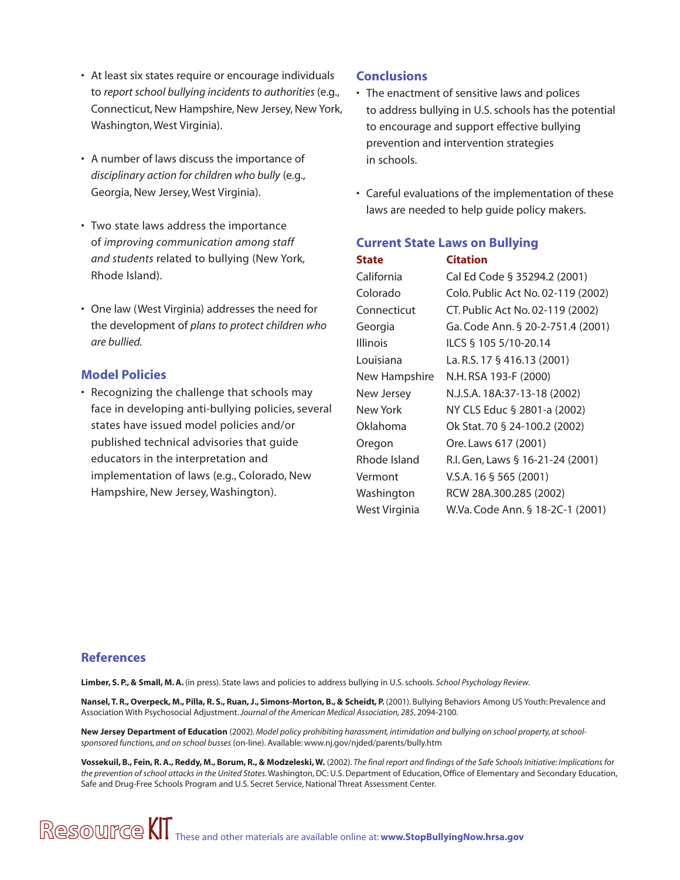- At least six states require or encourage individuals to *report school bullying incidents to authorities* (e.g., Connecticut, New Hampshire, New Jersey, New York, Washington, West Virginia).

- A number of laws discuss the importance of *disciplinary action for children who bully* (e.g., Georgia, New Jersey, West Virginia).

- Two state laws address the importance of *improving communication among staff and students* related to bullying (New York, Rhode Island).

- One law (West Virginia) addresses the need for the development of *plans to protect children who are bullied.*

## Model Policies

- Recognizing the challenge that schools may face in developing anti-bullying policies, several states have issued model policies and/or published technical advisories that guide educators in the interpretation and implementation of laws (e.g., Colorado, New Hampshire, New Jersey, Washington).

## Conclusions

- The enactment of sensitive laws and polices to address bullying in U.S. schools has the potential to encourage and support effective bullying prevention and intervention strategies in schools.

- Careful evaluations of the implementation of these laws are needed to help guide policy makers.

## Current State Laws on Bullying

| State | Citation |
|---|---|
| California | Cal Ed Code § 35294.2 (2001) |
| Colorado | Colo. Public Act No. 02-119 (2002) |
| Connecticut | CT. Public Act No. 02-119 (2002) |
| Georgia | Ga. Code Ann. § 20-2-751.4 (2001) |
| Illinois | ILCS § 105 5/10-20.14 |
| Louisiana | La. R.S. 17 § 416.13 (2001) |
| New Hampshire | N.H. RSA 193-F (2000) |
| New Jersey | N.J.S.A. 18A:37-13-18 (2002) |
| New York | NY CLS Educ § 2801-a (2002) |
| Oklahoma | Ok Stat. 70 § 24-100.2 (2002) |
| Oregon | Ore. Laws 617 (2001) |
| Rhode Island | R.I. Gen, Laws § 16-21-24 (2001) |
| Vermont | V.S.A. 16 § 565 (2001) |
| Washington | RCW 28A.300.285 (2002) |
| West Virginia | W.Va. Code Ann. § 18-2C-1 (2001) |

## References

**Limber, S. P., & Small, M. A.** (in press). State laws and policies to address bullying in U.S. schools. *School Psychology Review*.

**Nansel, T. R., Overpeck, M., Pilla, R. S., Ruan, J., Simons-Morton, B., & Scheidt, P.** (2001). Bullying Behaviors Among US Youth: Prevalence and Association With Psychosocial Adjustment. *Journal of the American Medical Association, 285*, 2094-2100.

**New Jersey Department of Education** (2002). *Model policy prohibiting harassment, intimidation and bullying on school property, at school-sponsored functions, and on school busses* (on-line). Available: www.nj.gov/njded/parents/bully.htm

**Vossekuil, B., Fein, R. A., Reddy, M., Borum, R., & Modzeleski, W.** (2002). *The final report and findings of the Safe Schools Initiative: Implications for the prevention of school attacks in the United States.* Washington, DC: U.S. Department of Education, Office of Elementary and Secondary Education, Safe and Drug-Free Schools Program and U.S. Secret Service, National Threat Assessment Center.

Resource KIT These and other materials are available online at: **www.StopBullyingNow.hrsa.gov**